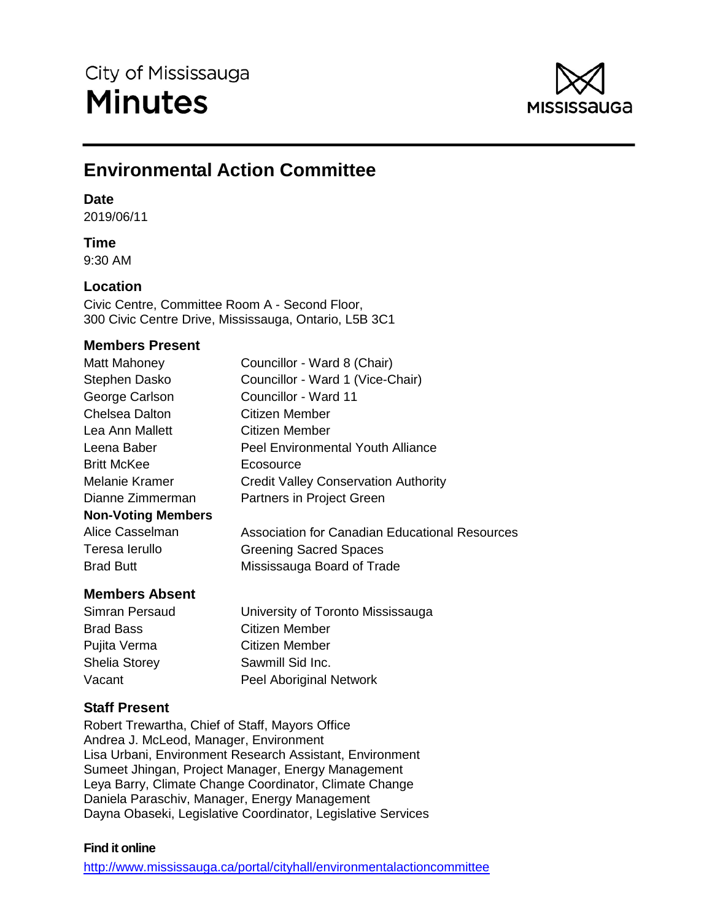City of Mississauga

# Minutes

## Environmental Action Committee

### Date

2019/06/11

### Time

9:30 AM

### Location

Civic Centre, Committee Room A - Second Floor,
300 Civic Centre Drive, Mississauga, Ontario, L5B 3C1

### Members Present

| | |
|---|---|
| Matt Mahoney | Councillor - Ward 8 (Chair) |
| Stephen Dasko | Councillor - Ward 1 (Vice-Chair) |
| George Carlson | Councillor - Ward 11 |
| Chelsea Dalton | Citizen Member |
| Lea Ann Mallett | Citizen Member |
| Leena Baber | Peel Environmental Youth Alliance |
| Britt McKee | Ecosource |
| Melanie Kramer | Credit Valley Conservation Authority |
| Dianne Zimmerman | Partners in Project Green |
| **Non-Voting Members** | |
| Alice Casselman | Association for Canadian Educational Resources |
| Teresa Ierullo | Greening Sacred Spaces |
| Brad Butt | Mississauga Board of Trade |

### Members Absent

| | |
|---|---|
| Simran Persaud | University of Toronto Mississauga |
| Brad Bass | Citizen Member |
| Pujita Verma | Citizen Member |
| Shelia Storey | Sawmill Sid Inc. |
| Vacant | Peel Aboriginal Network |

### Staff Present

Robert Trewartha, Chief of Staff, Mayors Office
Andrea J. McLeod, Manager, Environment
Lisa Urbani, Environment Research Assistant, Environment
Sumeet Jhingan, Project Manager, Energy Management
Leya Barry, Climate Change Coordinator, Climate Change
Daniela Paraschiv, Manager, Energy Management
Dayna Obaseki, Legislative Coordinator, Legislative Services

**Find it online**

http://www.mississauga.ca/portal/cityhall/environmentalactioncommittee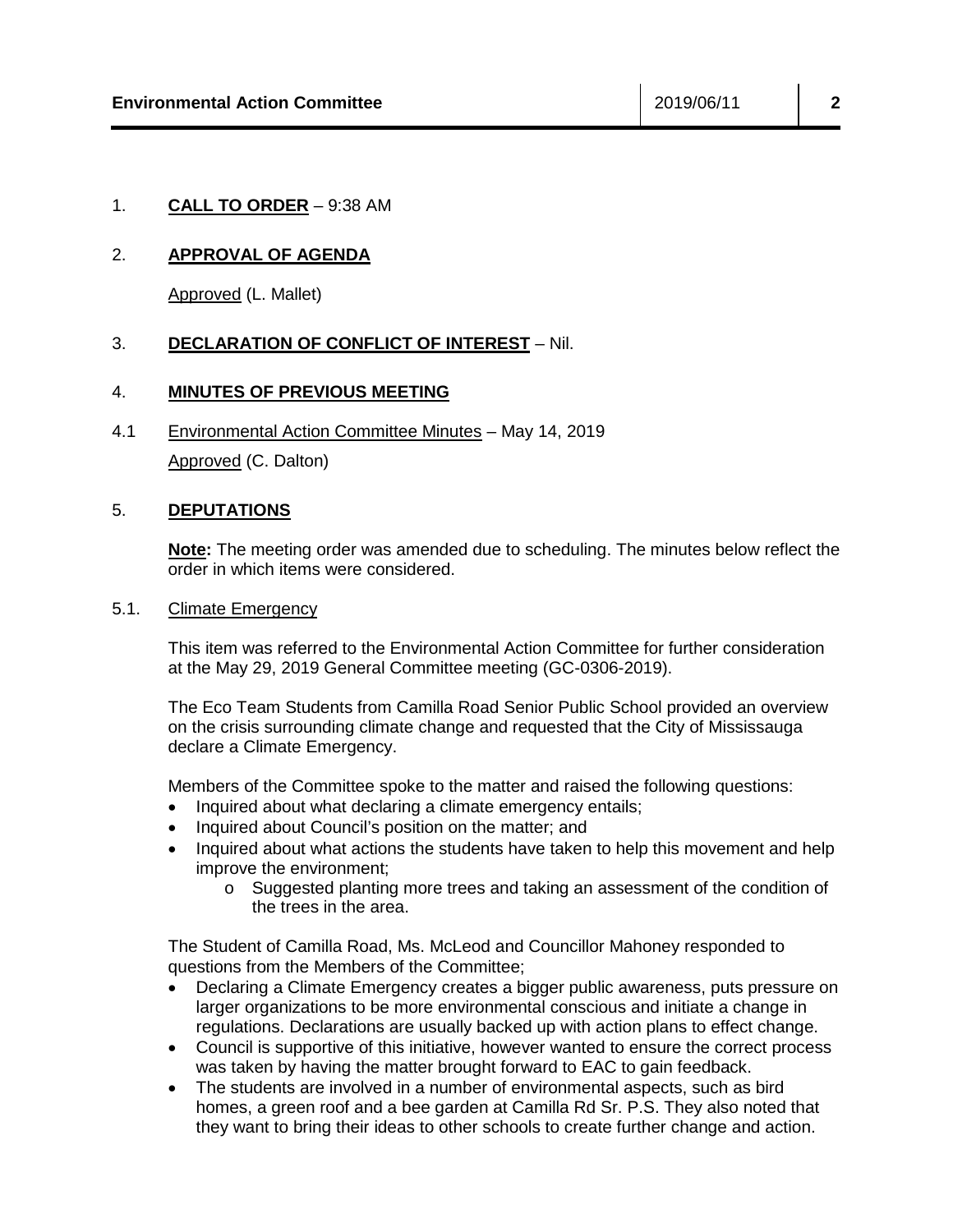1. **CALL TO ORDER** – 9:38 AM

2. **APPROVAL OF AGENDA**

   Approved (L. Mallet)

3. **DECLARATION OF CONFLICT OF INTEREST** – Nil.

4. **MINUTES OF PREVIOUS MEETING**

4.1 Environmental Action Committee Minutes – May 14, 2019

   Approved (C. Dalton)

5. **DEPUTATIONS**

   **Note:** The meeting order was amended due to scheduling. The minutes below reflect the order in which items were considered.

5.1. Climate Emergency

This item was referred to the Environmental Action Committee for further consideration at the May 29, 2019 General Committee meeting (GC-0306-2019).

The Eco Team Students from Camilla Road Senior Public School provided an overview on the crisis surrounding climate change and requested that the City of Mississauga declare a Climate Emergency.

Members of the Committee spoke to the matter and raised the following questions:

- Inquired about what declaring a climate emergency entails;
- Inquired about Council's position on the matter; and
- Inquired about what actions the students have taken to help this movement and help improve the environment;
  - Suggested planting more trees and taking an assessment of the condition of the trees in the area.

The Student of Camilla Road, Ms. McLeod and Councillor Mahoney responded to questions from the Members of the Committee;

- Declaring a Climate Emergency creates a bigger public awareness, puts pressure on larger organizations to be more environmental conscious and initiate a change in regulations. Declarations are usually backed up with action plans to effect change.
- Council is supportive of this initiative, however wanted to ensure the correct process was taken by having the matter brought forward to EAC to gain feedback.
- The students are involved in a number of environmental aspects, such as bird homes, a green roof and a bee garden at Camilla Rd Sr. P.S. They also noted that they want to bring their ideas to other schools to create further change and action.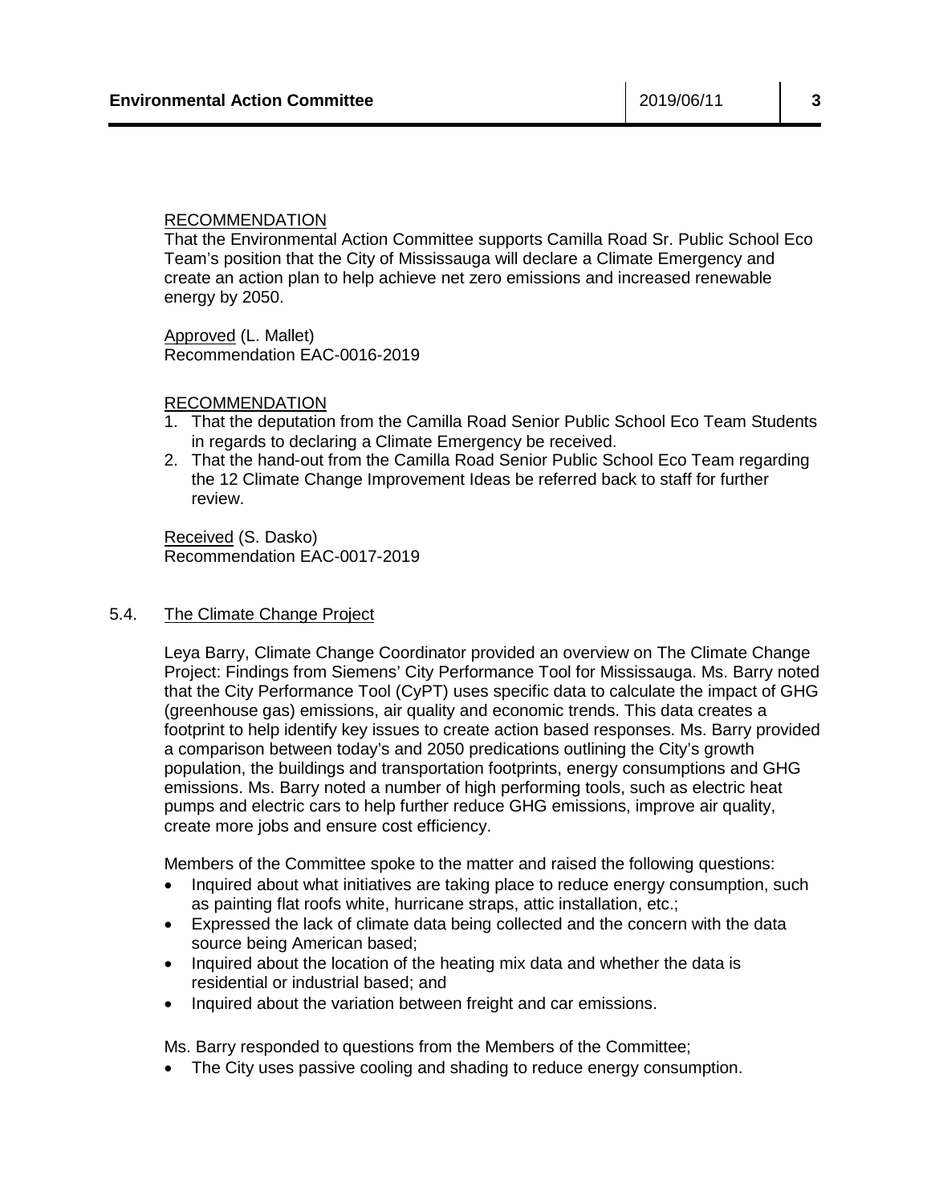RECOMMENDATION
That the Environmental Action Committee supports Camilla Road Sr. Public School Eco Team's position that the City of Mississauga will declare a Climate Emergency and create an action plan to help achieve net zero emissions and increased renewable energy by 2050.

Approved (L. Mallet)
Recommendation EAC-0016-2019

RECOMMENDATION
1. That the deputation from the Camilla Road Senior Public School Eco Team Students in regards to declaring a Climate Emergency be received.
2. That the hand-out from the Camilla Road Senior Public School Eco Team regarding the 12 Climate Change Improvement Ideas be referred back to staff for further review.

Received (S. Dasko)
Recommendation EAC-0017-2019

5.4. The Climate Change Project

Leya Barry, Climate Change Coordinator provided an overview on The Climate Change Project: Findings from Siemens' City Performance Tool for Mississauga. Ms. Barry noted that the City Performance Tool (CyPT) uses specific data to calculate the impact of GHG (greenhouse gas) emissions, air quality and economic trends. This data creates a footprint to help identify key issues to create action based responses. Ms. Barry provided a comparison between today's and 2050 predications outlining the City's growth population, the buildings and transportation footprints, energy consumptions and GHG emissions. Ms. Barry noted a number of high performing tools, such as electric heat pumps and electric cars to help further reduce GHG emissions, improve air quality, create more jobs and ensure cost efficiency.

Members of the Committee spoke to the matter and raised the following questions:

- Inquired about what initiatives are taking place to reduce energy consumption, such as painting flat roofs white, hurricane straps, attic installation, etc.;
- Expressed the lack of climate data being collected and the concern with the data source being American based;
- Inquired about the location of the heating mix data and whether the data is residential or industrial based; and
- Inquired about the variation between freight and car emissions.

Ms. Barry responded to questions from the Members of the Committee;

- The City uses passive cooling and shading to reduce energy consumption.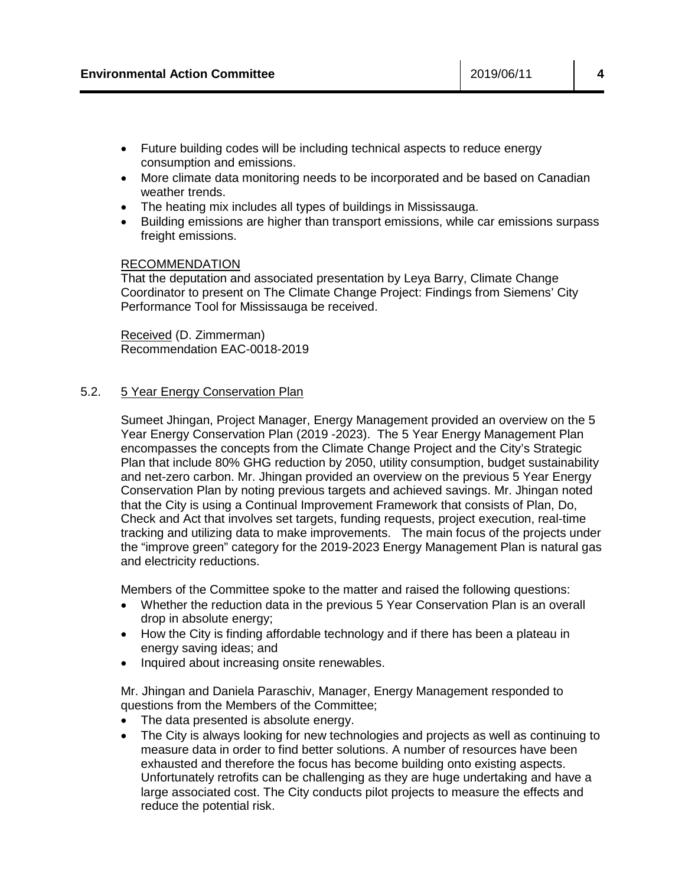- Future building codes will be including technical aspects to reduce energy consumption and emissions.
- More climate data monitoring needs to be incorporated and be based on Canadian weather trends.
- The heating mix includes all types of buildings in Mississauga.
- Building emissions are higher than transport emissions, while car emissions surpass freight emissions.

RECOMMENDATION

That the deputation and associated presentation by Leya Barry, Climate Change Coordinator to present on The Climate Change Project: Findings from Siemens' City Performance Tool for Mississauga be received.

Received (D. Zimmerman)
Recommendation EAC-0018-2019

## 5.2. 5 Year Energy Conservation Plan

Sumeet Jhingan, Project Manager, Energy Management provided an overview on the 5 Year Energy Conservation Plan (2019 -2023). The 5 Year Energy Management Plan encompasses the concepts from the Climate Change Project and the City's Strategic Plan that include 80% GHG reduction by 2050, utility consumption, budget sustainability and net-zero carbon. Mr. Jhingan provided an overview on the previous 5 Year Energy Conservation Plan by noting previous targets and achieved savings. Mr. Jhingan noted that the City is using a Continual Improvement Framework that consists of Plan, Do, Check and Act that involves set targets, funding requests, project execution, real-time tracking and utilizing data to make improvements. The main focus of the projects under the "improve green" category for the 2019-2023 Energy Management Plan is natural gas and electricity reductions.

Members of the Committee spoke to the matter and raised the following questions:

- Whether the reduction data in the previous 5 Year Conservation Plan is an overall drop in absolute energy;
- How the City is finding affordable technology and if there has been a plateau in energy saving ideas; and
- Inquired about increasing onsite renewables.

Mr. Jhingan and Daniela Paraschiv, Manager, Energy Management responded to questions from the Members of the Committee;

- The data presented is absolute energy.
- The City is always looking for new technologies and projects as well as continuing to measure data in order to find better solutions. A number of resources have been exhausted and therefore the focus has become building onto existing aspects. Unfortunately retrofits can be challenging as they are huge undertaking and have a large associated cost. The City conducts pilot projects to measure the effects and reduce the potential risk.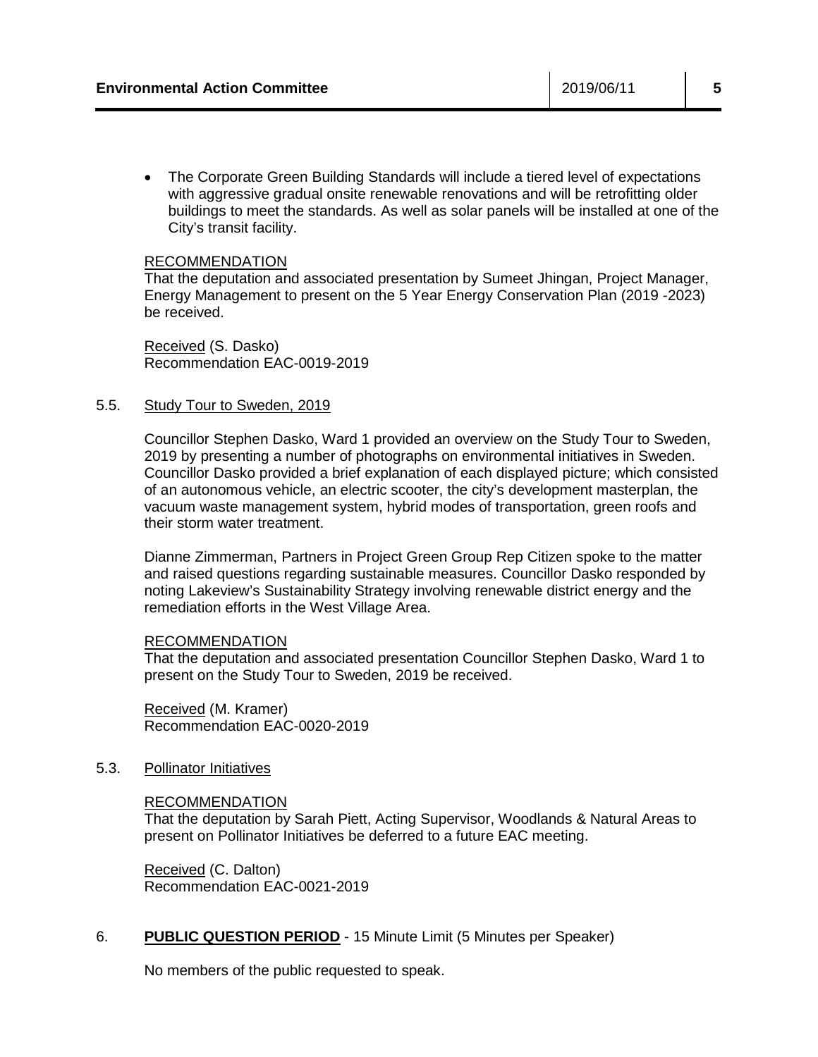- The Corporate Green Building Standards will include a tiered level of expectations with aggressive gradual onsite renewable renovations and will be retrofitting older buildings to meet the standards. As well as solar panels will be installed at one of the City's transit facility.

RECOMMENDATION
That the deputation and associated presentation by Sumeet Jhingan, Project Manager, Energy Management to present on the 5 Year Energy Conservation Plan (2019 -2023) be received.

Received (S. Dasko)
Recommendation EAC-0019-2019

5.5. Study Tour to Sweden, 2019

Councillor Stephen Dasko, Ward 1 provided an overview on the Study Tour to Sweden, 2019 by presenting a number of photographs on environmental initiatives in Sweden. Councillor Dasko provided a brief explanation of each displayed picture; which consisted of an autonomous vehicle, an electric scooter, the city's development masterplan, the vacuum waste management system, hybrid modes of transportation, green roofs and their storm water treatment.

Dianne Zimmerman, Partners in Project Green Group Rep Citizen spoke to the matter and raised questions regarding sustainable measures. Councillor Dasko responded by noting Lakeview's Sustainability Strategy involving renewable district energy and the remediation efforts in the West Village Area.

RECOMMENDATION
That the deputation and associated presentation Councillor Stephen Dasko, Ward 1 to present on the Study Tour to Sweden, 2019 be received.

Received (M. Kramer)
Recommendation EAC-0020-2019

5.3. Pollinator Initiatives

RECOMMENDATION
That the deputation by Sarah Piett, Acting Supervisor, Woodlands & Natural Areas to present on Pollinator Initiatives be deferred to a future EAC meeting.

Received (C. Dalton)
Recommendation EAC-0021-2019

6. **PUBLIC QUESTION PERIOD** - 15 Minute Limit (5 Minutes per Speaker)

No members of the public requested to speak.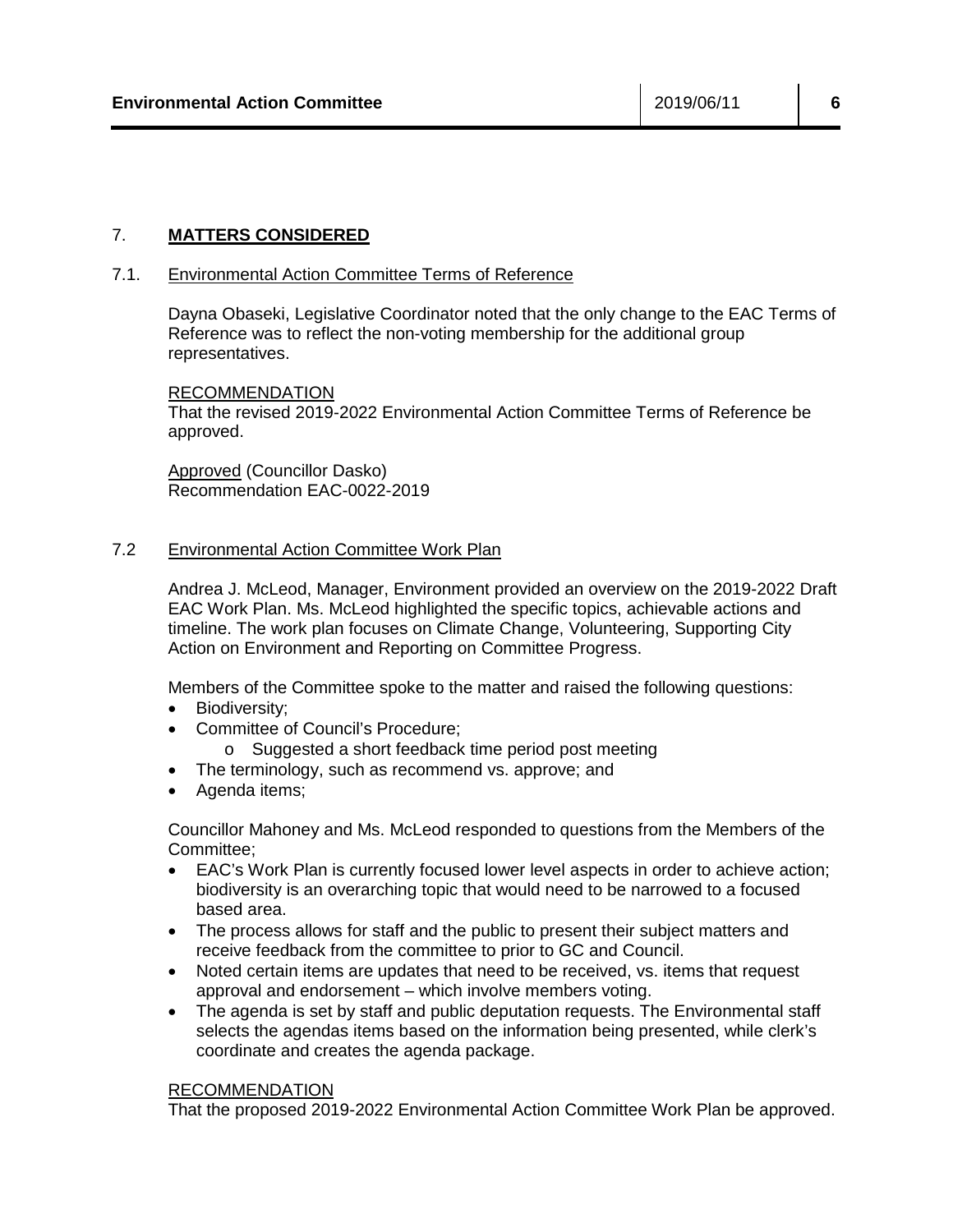## 7. MATTERS CONSIDERED

### 7.1. Environmental Action Committee Terms of Reference

Dayna Obaseki, Legislative Coordinator noted that the only change to the EAC Terms of Reference was to reflect the non-voting membership for the additional group representatives.

RECOMMENDATION
That the revised 2019-2022 Environmental Action Committee Terms of Reference be approved.

Approved (Councillor Dasko)
Recommendation EAC-0022-2019

### 7.2 Environmental Action Committee Work Plan

Andrea J. McLeod, Manager, Environment provided an overview on the 2019-2022 Draft EAC Work Plan. Ms. McLeod highlighted the specific topics, achievable actions and timeline. The work plan focuses on Climate Change, Volunteering, Supporting City Action on Environment and Reporting on Committee Progress.

Members of the Committee spoke to the matter and raised the following questions:

- Biodiversity;
- Committee of Council's Procedure;
    - Suggested a short feedback time period post meeting
- The terminology, such as recommend vs. approve; and
- Agenda items;

Councillor Mahoney and Ms. McLeod responded to questions from the Members of the Committee;

- EAC's Work Plan is currently focused lower level aspects in order to achieve action; biodiversity is an overarching topic that would need to be narrowed to a focused based area.
- The process allows for staff and the public to present their subject matters and receive feedback from the committee to prior to GC and Council.
- Noted certain items are updates that need to be received, vs. items that request approval and endorsement – which involve members voting.
- The agenda is set by staff and public deputation requests. The Environmental staff selects the agendas items based on the information being presented, while clerk's coordinate and creates the agenda package.

RECOMMENDATION
That the proposed 2019-2022 Environmental Action Committee Work Plan be approved.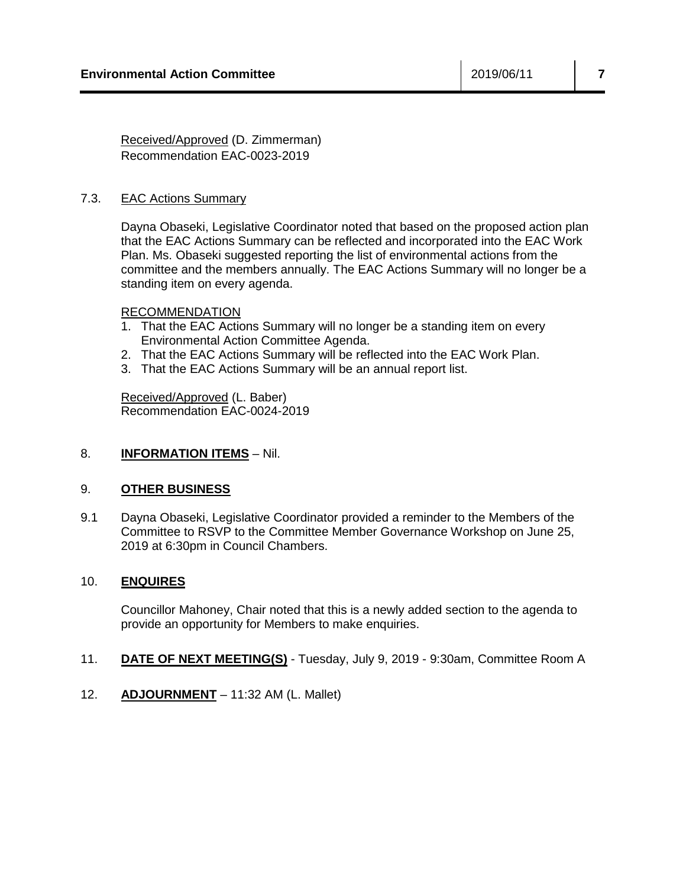Received/Approved (D. Zimmerman)
Recommendation EAC-0023-2019

7.3. EAC Actions Summary

Dayna Obaseki, Legislative Coordinator noted that based on the proposed action plan that the EAC Actions Summary can be reflected and incorporated into the EAC Work Plan. Ms. Obaseki suggested reporting the list of environmental actions from the committee and the members annually. The EAC Actions Summary will no longer be a standing item on every agenda.

RECOMMENDATION

1. That the EAC Actions Summary will no longer be a standing item on every Environmental Action Committee Agenda.
2. That the EAC Actions Summary will be reflected into the EAC Work Plan.
3. That the EAC Actions Summary will be an annual report list.

Received/Approved (L. Baber)
Recommendation EAC-0024-2019

8. **INFORMATION ITEMS** – Nil.

9. **OTHER BUSINESS**

9.1 Dayna Obaseki, Legislative Coordinator provided a reminder to the Members of the Committee to RSVP to the Committee Member Governance Workshop on June 25, 2019 at 6:30pm in Council Chambers.

10. **ENQUIRES**

Councillor Mahoney, Chair noted that this is a newly added section to the agenda to provide an opportunity for Members to make enquiries.

11. **DATE OF NEXT MEETING(S)** - Tuesday, July 9, 2019 - 9:30am, Committee Room A

12. **ADJOURNMENT** – 11:32 AM (L. Mallet)